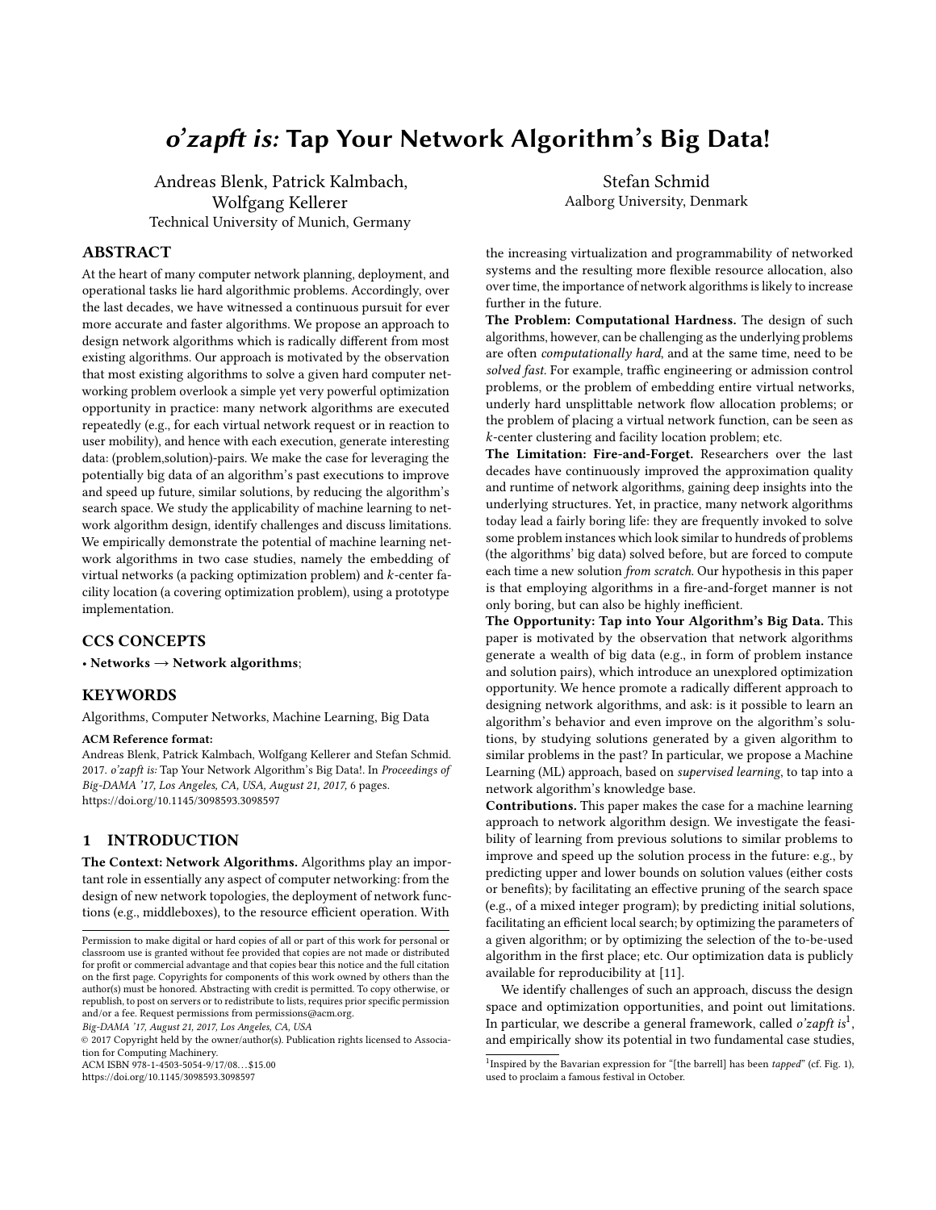# *o'zapft is:* Tap Your Network Algorithm's Big Data!

Andreas Blenk, Patrick Kalmbach, Wolfgang Kellerer
Technical University of Munich, Germany

Stefan Schmid
Aalborg University, Denmark

## ABSTRACT

At the heart of many computer network planning, deployment, and operational tasks lie hard algorithmic problems. Accordingly, over the last decades, we have witnessed a continuous pursuit for ever more accurate and faster algorithms. We propose an approach to design network algorithms which is radically different from most existing algorithms. Our approach is motivated by the observation that most existing algorithms to solve a given hard computer networking problem overlook a simple yet very powerful optimization opportunity in practice: many network algorithms are executed repeatedly (e.g., for each virtual network request or in reaction to user mobility), and hence with each execution, generate interesting data: (problem,solution)-pairs. We make the case for leveraging the potentially big data of an algorithm's past executions to improve and speed up future, similar solutions, by reducing the algorithm's search space. We study the applicability of machine learning to network algorithm design, identify challenges and discuss limitations. We empirically demonstrate the potential of machine learning network algorithms in two case studies, namely the embedding of virtual networks (a packing optimization problem) and $k$-center facility location (a covering optimization problem), using a prototype implementation.

## CCS CONCEPTS

• **Networks → Network algorithms**;

## KEYWORDS

Algorithms, Computer Networks, Machine Learning, Big Data

**ACM Reference format:**

Andreas Blenk, Patrick Kalmbach, Wolfgang Kellerer and Stefan Schmid. 2017. *o'zapft is:* Tap Your Network Algorithm's Big Data!. In *Proceedings of Big-DAMA '17, Los Angeles, CA, USA, August 21, 2017,* 6 pages. https://doi.org/10.1145/3098593.3098597

Permission to make digital or hard copies of all or part of this work for personal or classroom use is granted without fee provided that copies are not made or distributed for profit or commercial advantage and that copies bear this notice and the full citation on the first page. Copyrights for components of this work owned by others than the author(s) must be honored. Abstracting with credit is permitted. To copy otherwise, or republish, to post on servers or to redistribute to lists, requires prior specific permission and/or a fee. Request permissions from permissions@acm.org.

*Big-DAMA '17, August 21, 2017, Los Angeles, CA, USA*

© 2017 Copyright held by the owner/author(s). Publication rights licensed to Association for Computing Machinery.
ACM ISBN 978-1-4503-5054-9/17/08…$15.00
https://doi.org/10.1145/3098593.3098597

## 1 INTRODUCTION

**The Context: Network Algorithms.** Algorithms play an important role in essentially any aspect of computer networking: from the design of new network topologies, the deployment of network functions (e.g., middleboxes), to the resource efficient operation. With the increasing virtualization and programmability of networked systems and the resulting more flexible resource allocation, also over time, the importance of network algorithms is likely to increase further in the future.

**The Problem: Computational Hardness.** The design of such algorithms, however, can be challenging as the underlying problems are often *computationally hard*, and at the same time, need to be *solved fast*. For example, traffic engineering or admission control problems, or the problem of embedding entire virtual networks, underly hard unsplittable network flow allocation problems; or the problem of placing a virtual network function, can be seen as $k$-center clustering and facility location problem; etc.

**The Limitation: Fire-and-Forget.** Researchers over the last decades have continuously improved the approximation quality and runtime of network algorithms, gaining deep insights into the underlying structures. Yet, in practice, many network algorithms today lead a fairly boring life: they are frequently invoked to solve some problem instances which look similar to hundreds of problems (the algorithms' big data) solved before, but are forced to compute each time a new solution *from scratch*. Our hypothesis in this paper is that employing algorithms in a fire-and-forget manner is not only boring, but can also be highly inefficient.

**The Opportunity: Tap into Your Algorithm's Big Data.** This paper is motivated by the observation that network algorithms generate a wealth of big data (e.g., in form of problem instance and solution pairs), which introduce an unexplored optimization opportunity. We hence promote a radically different approach to designing network algorithms, and ask: is it possible to learn an algorithm's behavior and even improve on the algorithm's solutions, by studying solutions generated by a given algorithm to similar problems in the past? In particular, we propose a Machine Learning (ML) approach, based on *supervised learning*, to tap into a network algorithm's knowledge base.

**Contributions.** This paper makes the case for a machine learning approach to network algorithm design. We investigate the feasibility of learning from previous solutions to similar problems to improve and speed up the solution process in the future: e.g., by predicting upper and lower bounds on solution values (either costs or benefits); by facilitating an effective pruning of the search space (e.g., of a mixed integer program); by predicting initial solutions, facilitating an efficient local search; by optimizing the parameters of a given algorithm; or by optimizing the selection of the to-be-used algorithm in the first place; etc. Our optimization data is publicly available for reproducibility at [11].

We identify challenges of such an approach, discuss the design space and optimization opportunities, and point out limitations. In particular, we describe a general framework, called *o'zapft is*[1], and empirically show its potential in two fundamental case studies,

[1] Inspired by the Bavarian expression for "[the barrell] has been *tapped*" (cf. Fig. 1), used to proclaim a famous festival in October.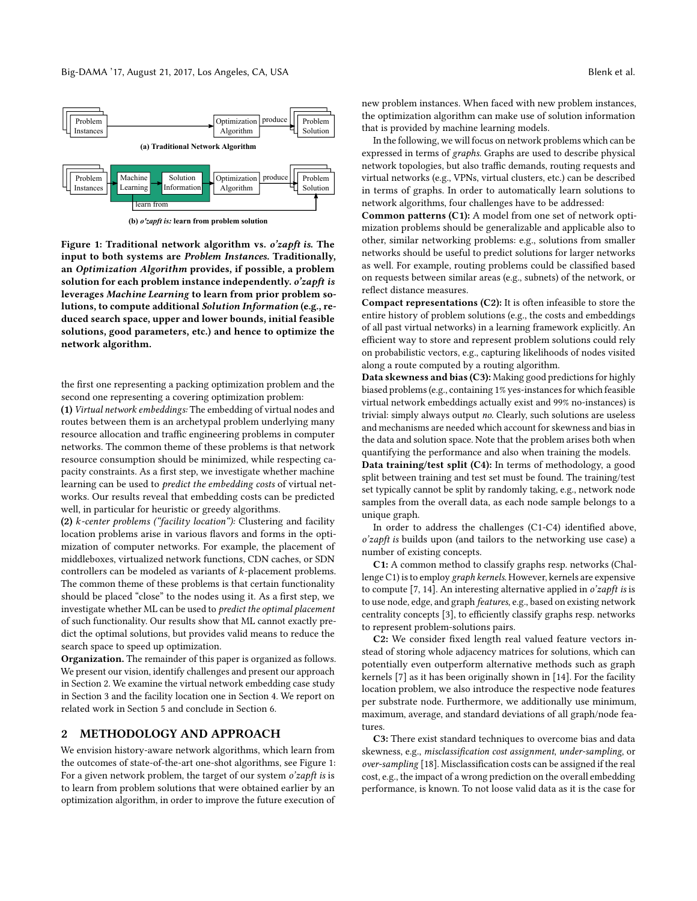Problem Instances

Optimization Algorithm

produce

Problem Solution

(a) Traditional Network Algorithm

Problem Instances

Machine Learning

Solution Information

Optimization Algorithm

produce

Problem Solution

learn from

(b) *o'zapft is:* learn from problem solution

**Figure 1: Traditional network algorithm vs. *o'zapft is*. The input to both systems are *Problem Instances*. Traditionally, an *Optimization Algorithm* provides, if possible, a problem solution for each problem instance independently. *o'zapft is* leverages *Machine Learning* to learn from prior problem solutions, to compute additional *Solution Information* (e.g., reduced search space, upper and lower bounds, initial feasible solutions, good parameters, etc.) and hence to optimize the network algorithm.**

the first one representing a packing optimization problem and the second one representing a covering optimization problem:

**(1)** *Virtual network embeddings:* The embedding of virtual nodes and routes between them is an archetypal problem underlying many resource allocation and traffic engineering problems in computer networks. The common theme of these problems is that network resource consumption should be minimized, while respecting capacity constraints. As a first step, we investigate whether machine learning can be used to *predict the embedding costs* of virtual networks. Our results reveal that embedding costs can be predicted well, in particular for heuristic or greedy algorithms.

**(2)** *k-center problems ("facility location"):* Clustering and facility location problems arise in various flavors and forms in the optimization of computer networks. For example, the placement of middleboxes, virtualized network functions, CDN caches, or SDN controllers can be modeled as variants of $k$-placement problems. The common theme of these problems is that certain functionality should be placed "close" to the nodes using it. As a first step, we investigate whether ML can be used to *predict the optimal placement* of such functionality. Our results show that ML cannot exactly predict the optimal solutions, but provides valid means to reduce the search space to speed up optimization.

**Organization.** The remainder of this paper is organized as follows. We present our vision, identify challenges and present our approach in Section 2. We examine the virtual network embedding case study in Section 3 and the facility location one in Section 4. We report on related work in Section 5 and conclude in Section 6.

## 2 METHODOLOGY AND APPROACH

We envision history-aware network algorithms, which learn from the outcomes of state-of-the-art one-shot algorithms, see Figure 1: For a given network problem, the target of our system *o'zapft is* is to learn from problem solutions that were obtained earlier by an optimization algorithm, in order to improve the future execution of new problem instances. When faced with new problem instances, the optimization algorithm can make use of solution information that is provided by machine learning models.

In the following, we will focus on network problems which can be expressed in terms of *graphs*. Graphs are used to describe physical network topologies, but also traffic demands, routing requests and virtual networks (e.g., VPNs, virtual clusters, etc.) can be described in terms of graphs. In order to automatically learn solutions to network algorithms, four challenges have to be addressed:

**Common patterns (C1):** A model from one set of network optimization problems should be generalizable and applicable also to other, similar networking problems: e.g., solutions from smaller networks should be useful to predict solutions for larger networks as well. For example, routing problems could be classified based on requests between similar areas (e.g., subnets) of the network, or reflect distance measures.

**Compact representations (C2):** It is often infeasible to store the entire history of problem solutions (e.g., the costs and embeddings of all past virtual networks) in a learning framework explicitly. An efficient way to store and represent problem solutions could rely on probabilistic vectors, e.g., capturing likelihoods of nodes visited along a route computed by a routing algorithm.

**Data skewness and bias (C3):** Making good predictions for highly biased problems (e.g., containing 1% yes-instances for which feasible virtual network embeddings actually exist and 99% no-instances) is trivial: simply always output *no*. Clearly, such solutions are useless and mechanisms are needed which account for skewness and bias in the data and solution space. Note that the problem arises both when quantifying the performance and also when training the models.

**Data training/test split (C4):** In terms of methodology, a good split between training and test set must be found. The training/test set typically cannot be split by randomly taking, e.g., network node samples from the overall data, as each node sample belongs to a unique graph.

In order to address the challenges (C1-C4) identified above, *o'zapft is* builds upon (and tailors to the networking use case) a number of existing concepts.

**C1:** A common method to classify graphs resp. networks (Challenge C1) is to employ *graph kernels*. However, kernels are expensive to compute [7, 14]. An interesting alternative applied in *o'zapft is* is to use node, edge, and graph *features*, e.g., based on existing network centrality concepts [3], to efficiently classify graphs resp. networks to represent problem-solutions pairs.

**C2:** We consider fixed length real valued feature vectors instead of storing whole adjacency matrices for solutions, which can potentially even outperform alternative methods such as graph kernels [7] as it has been originally shown in [14]. For the facility location problem, we also introduce the respective node features per substrate node. Furthermore, we additionally use minimum, maximum, average, and standard deviations of all graph/node features.

**C3:** There exist standard techniques to overcome bias and data skewness, e.g., *misclassification cost assignment*, *under-sampling*, or *over-sampling* [18]. Misclassification costs can be assigned if the real cost, e.g., the impact of a wrong prediction on the overall embedding performance, is known. To not loose valid data as it is the case for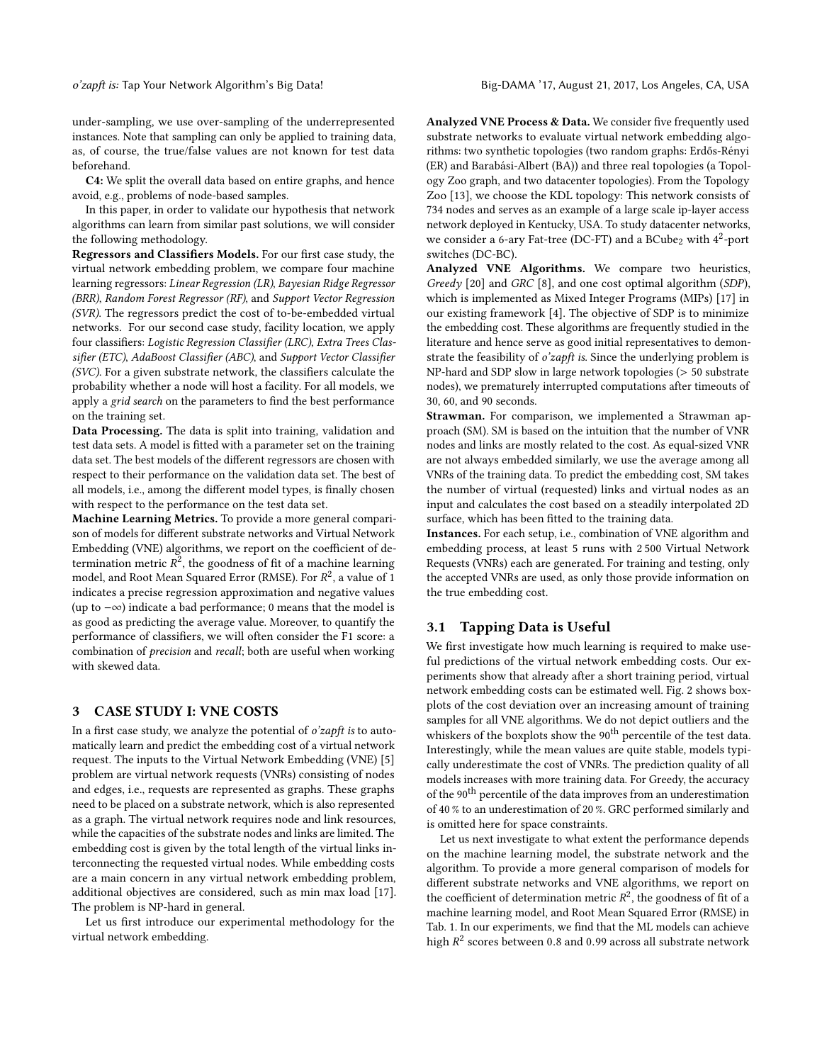under-sampling, we use over-sampling of the underrepresented instances. Note that sampling can only be applied to training data, as, of course, the true/false values are not known for test data beforehand.

**C4:** We split the overall data based on entire graphs, and hence avoid, e.g., problems of node-based samples.

In this paper, in order to validate our hypothesis that network algorithms can learn from similar past solutions, we will consider the following methodology.

**Regressors and Classifiers Models.** For our first case study, the virtual network embedding problem, we compare four machine learning regressors: *Linear Regression (LR)*, *Bayesian Ridge Regressor (BRR)*, *Random Forest Regressor (RF)*, and *Support Vector Regression (SVR)*. The regressors predict the cost of to-be-embedded virtual networks. For our second case study, facility location, we apply four classifiers: *Logistic Regression Classifier (LRC)*, *Extra Trees Classifier (ETC)*, *AdaBoost Classifier (ABC)*, and *Support Vector Classifier (SVC)*. For a given substrate network, the classifiers calculate the probability whether a node will host a facility. For all models, we apply a *grid search* on the parameters to find the best performance on the training set.

**Data Processing.** The data is split into training, validation and test data sets. A model is fitted with a parameter set on the training data set. The best models of the different regressors are chosen with respect to their performance on the validation data set. The best of all models, i.e., among the different model types, is finally chosen with respect to the performance on the test data set.

**Machine Learning Metrics.** To provide a more general comparison of models for different substrate networks and Virtual Network Embedding (VNE) algorithms, we report on the coefficient of determination metric $R^2$, the goodness of fit of a machine learning model, and Root Mean Squared Error (RMSE). For $R^2$, a value of 1 indicates a precise regression approximation and negative values (up to $-\infty$) indicate a bad performance; 0 means that the model is as good as predicting the average value. Moreover, to quantify the performance of classifiers, we will often consider the F1 score: a combination of *precision* and *recall*; both are useful when working with skewed data.

## 3 CASE STUDY I: VNE COSTS

In a first case study, we analyze the potential of *o'zapft is* to automatically learn and predict the embedding cost of a virtual network request. The inputs to the Virtual Network Embedding (VNE) [5] problem are virtual network requests (VNRs) consisting of nodes and edges, i.e., requests are represented as graphs. These graphs need to be placed on a substrate network, which is also represented as a graph. The virtual network requires node and link resources, while the capacities of the substrate nodes and links are limited. The embedding cost is given by the total length of the virtual links interconnecting the requested virtual nodes. While embedding costs are a main concern in any virtual network embedding problem, additional objectives are considered, such as min max load [17]. The problem is NP-hard in general.

Let us first introduce our experimental methodology for the virtual network embedding.

**Analyzed VNE Process & Data.** We consider five frequently used substrate networks to evaluate virtual network embedding algorithms: two synthetic topologies (two random graphs: Erdős-Rényi (ER) and Barabási-Albert (BA)) and three real topologies (a Topology Zoo graph, and two datacenter topologies). From the Topology Zoo [13], we choose the KDL topology: This network consists of 734 nodes and serves as an example of a large scale ip-layer access network deployed in Kentucky, USA. To study datacenter networks, we consider a 6-ary Fat-tree (DC-FT) and a $\text{BCube}_2$ with $4^2$-port switches (DC-BC).

**Analyzed VNE Algorithms.** We compare two heuristics, *Greedy* [20] and *GRC* [8], and one cost optimal algorithm (*SDP*), which is implemented as Mixed Integer Programs (MIPs) [17] in our existing framework [4]. The objective of SDP is to minimize the embedding cost. These algorithms are frequently studied in the literature and hence serve as good initial representatives to demonstrate the feasibility of *o'zapft is*. Since the underlying problem is NP-hard and SDP slow in large network topologies (> 50 substrate nodes), we prematurely interrupted computations after timeouts of 30, 60, and 90 seconds.

**Strawman.** For comparison, we implemented a Strawman approach (SM). SM is based on the intuition that the number of VNR nodes and links are mostly related to the cost. As equal-sized VNR are not always embedded similarly, we use the average among all VNRs of the training data. To predict the embedding cost, SM takes the number of virtual (requested) links and virtual nodes as an input and calculates the cost based on a steadily interpolated 2D surface, which has been fitted to the training data.

**Instances.** For each setup, i.e., combination of VNE algorithm and embedding process, at least 5 runs with 2 500 Virtual Network Requests (VNRs) each are generated. For training and testing, only the accepted VNRs are used, as only those provide information on the true embedding cost.

### 3.1 Tapping Data is Useful

We first investigate how much learning is required to make useful predictions of the virtual network embedding costs. Our experiments show that already after a short training period, virtual network embedding costs can be estimated well. Fig. 2 shows boxplots of the cost deviation over an increasing amount of training samples for all VNE algorithms. We do not depict outliers and the whiskers of the boxplots show the $90^{\text{th}}$ percentile of the test data. Interestingly, while the mean values are quite stable, models typically underestimate the cost of VNRs. The prediction quality of all models increases with more training data. For Greedy, the accuracy of the $90^{\text{th}}$ percentile of the data improves from an underestimation of 40 % to an underestimation of 20 %. GRC performed similarly and is omitted here for space constraints.

Let us next investigate to what extent the performance depends on the machine learning model, the substrate network and the algorithm. To provide a more general comparison of models for different substrate networks and VNE algorithms, we report on the coefficient of determination metric $R^2$, the goodness of fit of a machine learning model, and Root Mean Squared Error (RMSE) in Tab. 1. In our experiments, we find that the ML models can achieve high $R^2$ scores between 0.8 and 0.99 across all substrate network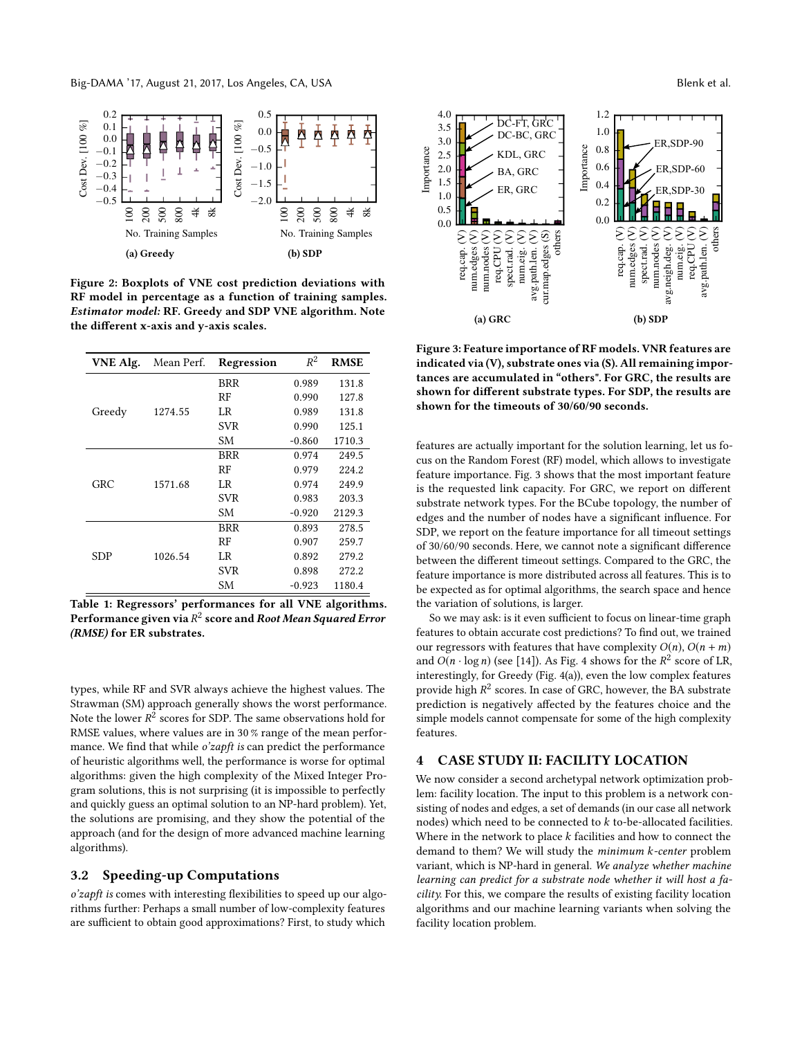Figure 2: Boxplots of VNE cost prediction deviations with RF model in percentage as a function of training samples. *Estimator model:* RF. Greedy and SDP VNE algorithm. Note the different x-axis and y-axis scales.

| VNE Alg. | Mean Perf. | Regression | $R^2$ | RMSE |
|---|---|---|---|---|
| Greedy | 1274.55 | BRR | 0.989 | 131.8 |
| | | RF | 0.990 | 127.8 |
| | | LR | 0.989 | 131.8 |
| | | SVR | 0.990 | 125.1 |
| | | SM | -0.860 | 1710.3 |
| GRC | 1571.68 | BRR | 0.974 | 249.5 |
| | | RF | 0.979 | 224.2 |
| | | LR | 0.974 | 249.9 |
| | | SVR | 0.983 | 203.3 |
| | | SM | -0.920 | 2129.3 |
| SDP | 1026.54 | BRR | 0.893 | 278.5 |
| | | RF | 0.907 | 259.7 |
| | | LR | 0.892 | 279.2 |
| | | SVR | 0.898 | 272.2 |
| | | SM | -0.923 | 1180.4 |

Table 1: Regressors' performances for all VNE algorithms. Performance given via $R^2$ score and *Root Mean Squared Error (RMSE)* for ER substrates.

types, while RF and SVR always achieve the highest values. The Strawman (SM) approach generally shows the worst performance. Note the lower $R^2$ scores for SDP. The same observations hold for RMSE values, where values are in 30 % range of the mean performance. We find that while *o'zapft is* can predict the performance of heuristic algorithms well, the performance is worse for optimal algorithms: given the high complexity of the Mixed Integer Program solutions, this is not surprising (it is impossible to perfectly and quickly guess an optimal solution to an NP-hard problem). Yet, the solutions are promising, and they show the potential of the approach (and for the design of more advanced machine learning algorithms).

## 3.2 Speeding-up Computations

*o'zapft is* comes with interesting flexibilities to speed up our algorithms further: Perhaps a small number of low-complexity features are sufficient to obtain good approximations? First, to study which

Figure 3: Feature importance of RF models. VNR features are indicated via (V), substrate ones via (S). All remaining importances are accumulated in "others". For GRC, the results are shown for different substrate types. For SDP, the results are shown for the timeouts of 30/60/90 seconds.

features are actually important for the solution learning, let us focus on the Random Forest (RF) model, which allows to investigate feature importance. Fig. 3 shows that the most important feature is the requested link capacity. For GRC, we report on different substrate network types. For the BCube topology, the number of edges and the number of nodes have a significant influence. For SDP, we report on the feature importance for all timeout settings of 30/60/90 seconds. Here, we cannot note a significant difference between the different timeout settings. Compared to the GRC, the feature importance is more distributed across all features. This is to be expected as for optimal algorithms, the search space and hence the variation of solutions, is larger.

So we may ask: is it even sufficient to focus on linear-time graph features to obtain accurate cost predictions? To find out, we trained our regressors with features that have complexity $O(n)$, $O(n+m)$ and $O(n \cdot \log n)$ (see [14]). As Fig. 4 shows for the $R^2$ score of LR, interestingly, for Greedy (Fig. 4(a)), even the low complex features provide high $R^2$ scores. In case of GRC, however, the BA substrate prediction is negatively affected by the features choice and the simple models cannot compensate for some of the high complexity features.

# 4 CASE STUDY II: FACILITY LOCATION

We now consider a second archetypal network optimization problem: facility location. The input to this problem is a network consisting of nodes and edges, a set of demands (in our case all network nodes) which need to be connected to $k$ to-be-allocated facilities. Where in the network to place $k$ facilities and how to connect the demand to them? We will study the *minimum k-center* problem variant, which is NP-hard in general. *We analyze whether machine learning can predict for a substrate node whether it will host a facility.* For this, we compare the results of existing facility location algorithms and our machine learning variants when solving the facility location problem.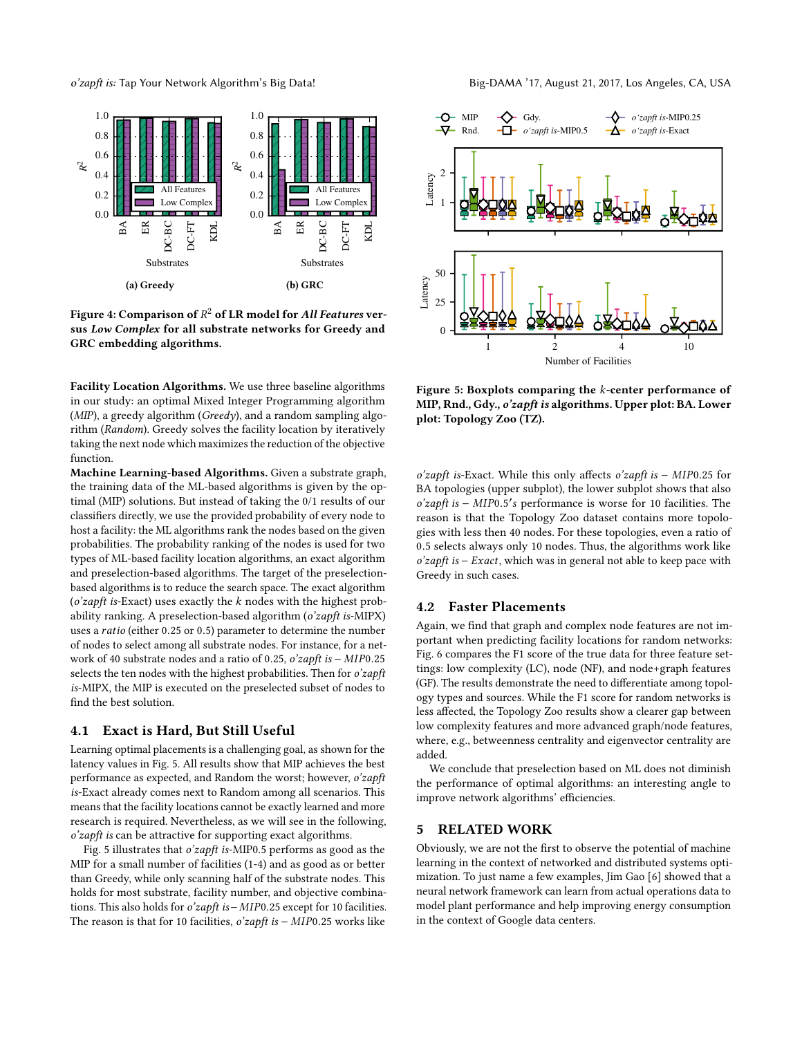Figure 4: Comparison of $R^2$ of LR model for *All Features* versus *Low Complex* for all substrate networks for Greedy and GRC embedding algorithms.

**Facility Location Algorithms.** We use three baseline algorithms in our study: an optimal Mixed Integer Programming algorithm (*MIP*), a greedy algorithm (*Greedy*), and a random sampling algorithm (*Random*). Greedy solves the facility location by iteratively taking the next node which maximizes the reduction of the objective function.

**Machine Learning-based Algorithms.** Given a substrate graph, the training data of the ML-based algorithms is given by the optimal (MIP) solutions. But instead of taking the 0/1 results of our classifiers directly, we use the provided probability of every node to host a facility: the ML algorithms rank the nodes based on the given probabilities. The probability ranking of the nodes is used for two types of ML-based facility location algorithms, an exact algorithm and preselection-based algorithms. The target of the preselection-based algorithms is to reduce the search space. The exact algorithm (*o'zapft is*-Exact) uses exactly the $k$ nodes with the highest probability ranking. A preselection-based algorithm (*o'zapft is*-MIPX) uses a *ratio* (either 0.25 or 0.5) parameter to determine the number of nodes to select among all substrate nodes. For instance, for a network of 40 substrate nodes and a ratio of 0.25, *o'zapft is* $- MIP0.25$ selects the ten nodes with the highest probabilities. Then for *o'zapft is*-MIPX, the MIP is executed on the preselected subset of nodes to find the best solution.

## 4.1 Exact is Hard, But Still Useful

Learning optimal placements is a challenging goal, as shown for the latency values in Fig. 5. All results show that MIP achieves the best performance as expected, and Random the worst; however, *o'zapft is*-Exact already comes next to Random among all scenarios. This means that the facility locations cannot be exactly learned and more research is required. Nevertheless, as we will see in the following, *o'zapft is* can be attractive for supporting exact algorithms.

Fig. 5 illustrates that *o'zapft is*-MIP0.5 performs as good as the MIP for a small number of facilities (1-4) and as good as or better than Greedy, while only scanning half of the substrate nodes. This holds for most substrate, facility number, and objective combinations. This also holds for *o'zapft is* $- MIP0.25$ except for 10 facilities. The reason is that for 10 facilities, *o'zapft is* $- MIP0.25$ works like *o'zapft is*-Exact. While this only affects *o'zapft is* $- MIP0.25$ for BA topologies (upper subplot), the lower subplot shows that also *o'zapft is* $- MIP0.5's$ performance is worse for 10 facilities. The reason is that the Topology Zoo dataset contains more topologies with less then 40 nodes. For these topologies, even a ratio of 0.5 selects always only 10 nodes. Thus, the algorithms work like *o'zapft is* $- Exact$, which was in general not able to keep pace with Greedy in such cases.

Figure 5: Boxplots comparing the $k$-center performance of MIP, Rnd., Gdy., *o'zapft is* algorithms. Upper plot: BA. Lower plot: Topology Zoo (TZ).

## 4.2 Faster Placements

Again, we find that graph and complex node features are not important when predicting facility locations for random networks: Fig. 6 compares the F1 score of the true data for three feature settings: low complexity (LC), node (NF), and node+graph features (GF). The results demonstrate the need to differentiate among topology types and sources. While the F1 score for random networks is less affected, the Topology Zoo results show a clearer gap between low complexity features and more advanced graph/node features, where, e.g., betweenness centrality and eigenvector centrality are added.

We conclude that preselection based on ML does not diminish the performance of optimal algorithms: an interesting angle to improve network algorithms' efficiencies.

# 5 RELATED WORK

Obviously, we are not the first to observe the potential of machine learning in the context of networked and distributed systems optimization. To just name a few examples, Jim Gao [6] showed that a neural network framework can learn from actual operations data to model plant performance and help improving energy consumption in the context of Google data centers.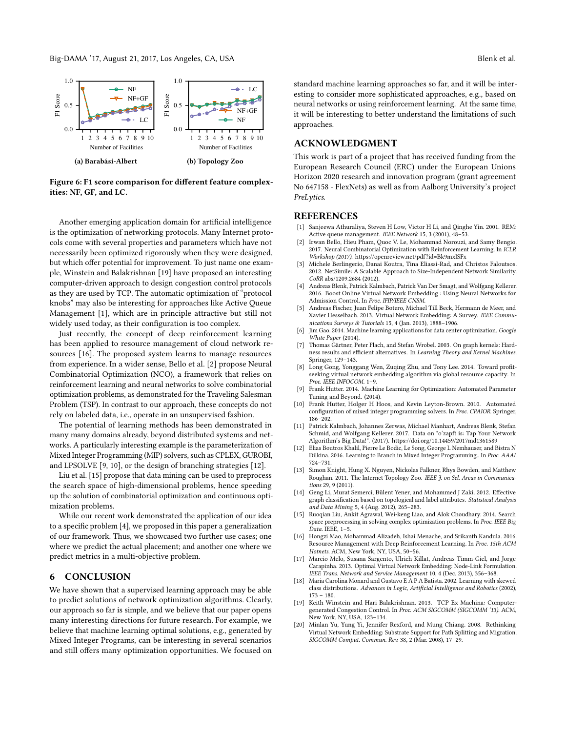1.0

0.5

0.0

F1 Score

NF

NF+GF

LC

1 2 3 4 5 6 7 8 9 10

Number of Facilities

**(a) Barabási-Albert**

1.0

0.5

0.0

F1 Score

LC

NF+GF

NF

1 2 3 4 5 6 7 8 9 10

Number of Facilities

**(b) Topology Zoo**

**Figure 6: F1 score comparison for different feature complexities: NF, GF, and LC.**

Another emerging application domain for artificial intelligence is the optimization of networking protocols. Many Internet protocols come with several properties and parameters which have not necessarily been optimized rigorously when they were designed, but which offer potential for improvement. To just name one example, Winstein and Balakrishnan [19] have proposed an interesting computer-driven approach to design congestion control protocols as they are used by TCP. The automatic optimization of "protocol knobs" may also be interesting for approaches like Active Queue Management [1], which are in principle attractive but still not widely used today, as their configuration is too complex.

Just recently, the concept of deep reinforcement learning has been applied to resource management of cloud network resources [16]. The proposed system learns to manage resources from experience. In a wider sense, Bello et al. [2] propose Neural Combinatorial Optimization (NCO), a framework that relies on reinforcement learning and neural networks to solve combinatorial optimization problems, as demonstrated for the Traveling Salesman Problem (TSP). In contrast to our approach, these concepts do not rely on labeled data, i.e., operate in an unsupervised fashion.

The potential of learning methods has been demonstrated in many many domains already, beyond distributed systems and networks. A particularly interesting example is the parameterization of Mixed Integer Programming (MIP) solvers, such as CPLEX, GUROBI, and LPSOLVE [9, 10], or the design of branching strategies [12].

Liu et al. [15] propose that data mining can be used to preprocess the search space of high-dimensional problems, hence speeding up the solution of combinatorial optimization and continuous optimization problems.

While our recent work demonstrated the application of our idea to a specific problem [4], we proposed in this paper a generalization of our framework. Thus, we showcased two further use cases; one where we predict the actual placement; and another one where we predict metrics in a multi-objective problem.

## 6 CONCLUSION

We have shown that a supervised learning approach may be able to predict solutions of network optimization algorithms. Clearly, our approach so far is simple, and we believe that our paper opens many interesting directions for future research. For example, we believe that machine learning optimal solutions, e.g., generated by Mixed Integer Programs, can be interesting in several scenarios and still offers many optimization opportunities. We focused on standard machine learning approaches so far, and it will be interesting to consider more sophisticated approaches, e.g., based on neural networks or using reinforcement learning. At the same time, it will be interesting to better understand the limitations of such approaches.

## ACKNOWLEDGMENT

This work is part of a project that has received funding from the European Research Council (ERC) under the European Unions Horizon 2020 research and innovation program (grant agreement No 647158 - FlexNets) as well as from Aalborg University's project *PreLytics*.

## REFERENCES

[1] Sanjeewa Athuraliya, Steven H Low, Victor H Li, and Qinghe Yin. 2001. REM: Active queue management. *IEEE Network* 15, 3 (2001), 48–53.

[2] Irwan Bello, Hieu Pham, Quoc V. Le, Mohammad Norouzi, and Samy Bengio. 2017. Neural Combinatorial Optimization with Reinforcement Learning. In *ICLR Workshop (2017)*. https://openreview.net/pdf?id=Bk9mxlSFx

[3] Michele Berlingerio, Danai Koutra, Tina Eliassi-Rad, and Christos Faloutsos. 2012. NetSimile: A Scalable Approach to Size-Independent Network Similarity. *CoRR* abs/1209.2684 (2012).

[4] Andreas Blenk, Patrick Kalmbach, Patrick Van Der Smagt, and Wolfgang Kellerer. 2016. Boost Online Virtual Network Embedding : Using Neural Networks for Admission Control. In *Proc. IFIP/IEEE CNSM*.

[5] Andreas Fischer, Juan Felipe Botero, Michael Till Beck, Hermann de Meer, and Xavier Hesselbach. 2013. Virtual Network Embedding: A Survey. *IEEE Communications Surveys & Tutorials* 15, 4 (Jan. 2013), 1888–1906.

[6] Jim Gao. 2014. Machine learning applications for data center optimization. *Google White Paper* (2014).

[7] Thomas Gärtner, Peter Flach, and Stefan Wrobel. 2003. On graph kernels: Hardness results and efficient alternatives. In *Learning Theory and Kernel Machines*. Springer, 129–143.

[8] Long Gong, Yonggang Wen, Zuqing Zhu, and Tony Lee. 2014. Toward profit-seeking virtual network embedding algorithm via global resource capacity. In *Proc. IEEE INFOCOM*. 1–9.

[9] Frank Hutter. 2014. Machine Learning for Optimization: Automated Parameter Tuning and Beyond. (2014).

[10] Frank Hutter, Holger H Hoos, and Kevin Leyton-Brown. 2010. Automated configuration of mixed integer programming solvers. In *Proc. CPAIOR*. Springer, 186–202.

[11] Patrick Kalmbach, Johannes Zerwas, Michael Manhart, Andreas Blenk, Stefan Schmid, and Wolfgang Kellerer. 2017. Data on "o'zapft is: Tap Your Network Algorithm's Big Data!". (2017). https://doi.org/10.14459/2017md1361589

[12] Elias Boutros Khalil, Pierre Le Bodic, Le Song, George L Nemhauser, and Bistra N Dilkina. 2016. Learning to Branch in Mixed Integer Programming.. In *Proc. AAAI*. 724–731.

[13] Simon Knight, Hung X. Nguyen, Nickolas Falkner, Rhys Bowden, and Matthew Roughan. 2011. The Internet Topology Zoo. *IEEE J. on Sel. Areas in Communications* 29, 9 (2011).

[14] Geng Li, Murat Semerci, Bülent Yener, and Mohammed J Zaki. 2012. Effective graph classification based on topological and label attributes. *Statistical Analysis and Data Mining* 5, 4 (Aug. 2012), 265–283.

[15] Ruoqian Liu, Ankit Agrawal, Wei-keng Liao, and Alok Choudhary. 2014. Search space preprocessing in solving complex optimization problems. In *Proc. IEEE Big Data*. IEEE, 1–5.

[16] Hongzi Mao, Mohammad Alizadeh, Ishai Menache, and Srikanth Kandula. 2016. Resource Management with Deep Reinforcement Learning. In *Proc. 15th ACM Hotnets*. ACM, New York, NY, USA, 50–56.

[17] Marcio Melo, Susana Sargento, Ulrich Killat, Andreas Timm-Giel, and Jorge Carapinha. 2013. Optimal Virtual Network Embedding: Node-Link Formulation. *IEEE Trans. Network and Service Management* 10, 4 (Dec. 2013), 356–368.

[18] Maria Carolina Monard and Gustavo E A P A Batista. 2002. Learning with skewed class distributions. *Advances in Logic, Artificial Intelligence and Robotics* (2002), 173 – 180.

[19] Keith Winstein and Hari Balakrishnan. 2013. TCP Ex Machina: Computer-generated Congestion Control. In *Proc. ACM SIGCOMM (SIGCOMM '13)*. ACM, New York, NY, USA, 123–134.

[20] Minlan Yu, Yung Yi, Jennifer Rexford, and Mung Chiang. 2008. Rethinking Virtual Network Embedding: Substrate Support for Path Splitting and Migration. *SIGCOMM Comput. Commun. Rev.* 38, 2 (Mar. 2008), 17–29.